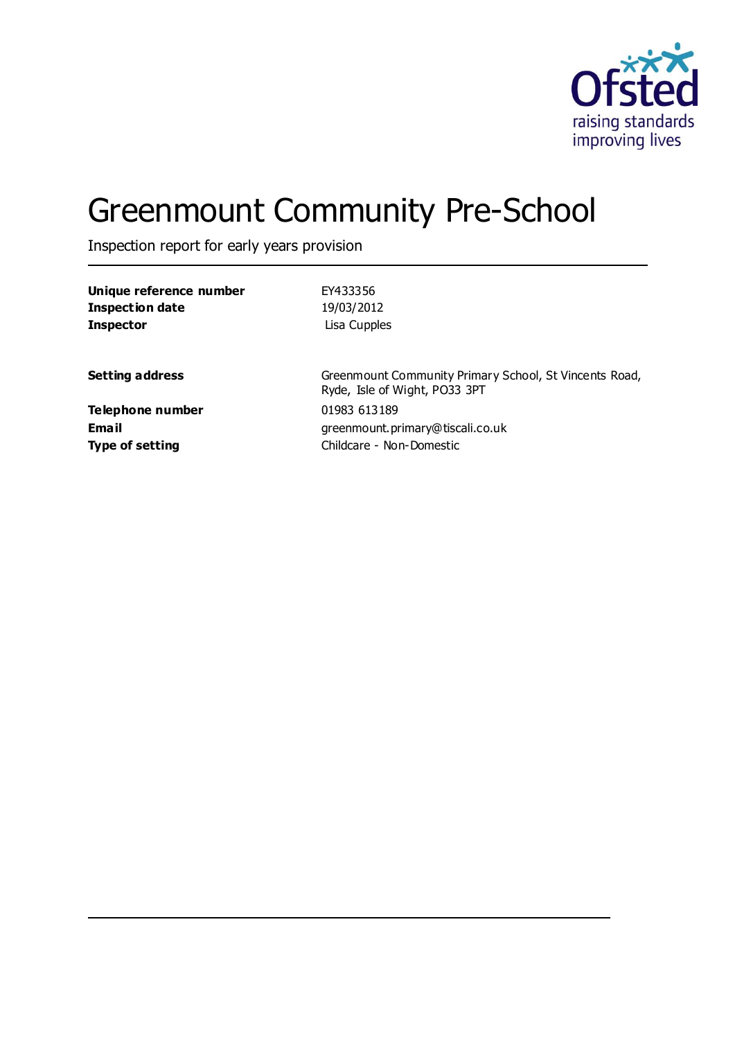Ofsted
raising standards
improving lives

# Greenmount Community Pre-School

Inspection report for early years provision

| | |
|---|---|
| **Unique reference number** | EY433356 |
| **Inspection date** | 19/03/2012 |
| **Inspector** | Lisa Cupples |
| | |
| **Setting address** | Greenmount Community Primary School, St Vincents Road, Ryde, Isle of Wight, PO33 3PT |
| **Telephone number** | 01983 613189 |
| **Email** | greenmount.primary@tiscali.co.uk |
| **Type of setting** | Childcare - Non-Domestic |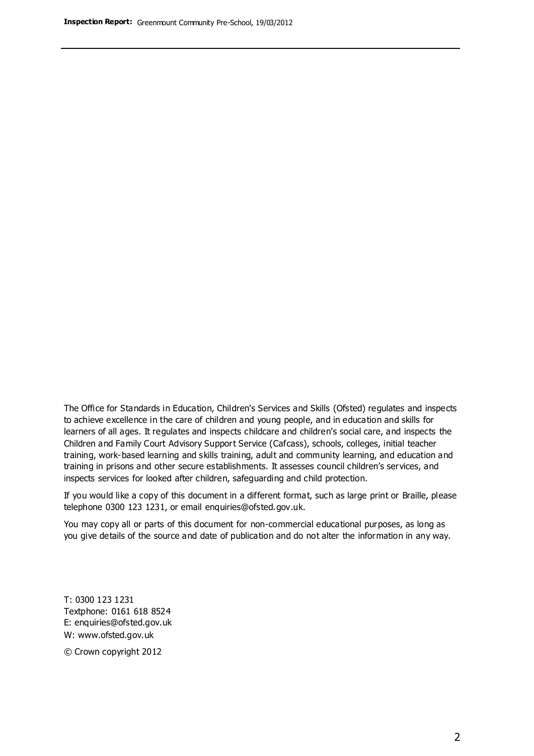The Office for Standards in Education, Children's Services and Skills (Ofsted) regulates and inspects to achieve excellence in the care of children and young people, and in education and skills for learners of all ages. It regulates and inspects childcare and children's social care, and inspects the Children and Family Court Advisory Support Service (Cafcass), schools, colleges, initial teacher training, work-based learning and skills training, adult and community learning, and education and training in prisons and other secure establishments. It assesses council children's services, and inspects services for looked after children, safeguarding and child protection.

If you would like a copy of this document in a different format, such as large print or Braille, please telephone 0300 123 1231, or email enquiries@ofsted.gov.uk.

You may copy all or parts of this document for non-commercial educational purposes, as long as you give details of the source and date of publication and do not alter the information in any way.

T: 0300 123 1231
Textphone: 0161 618 8524
E: enquiries@ofsted.gov.uk
W: www.ofsted.gov.uk

© Crown copyright 2012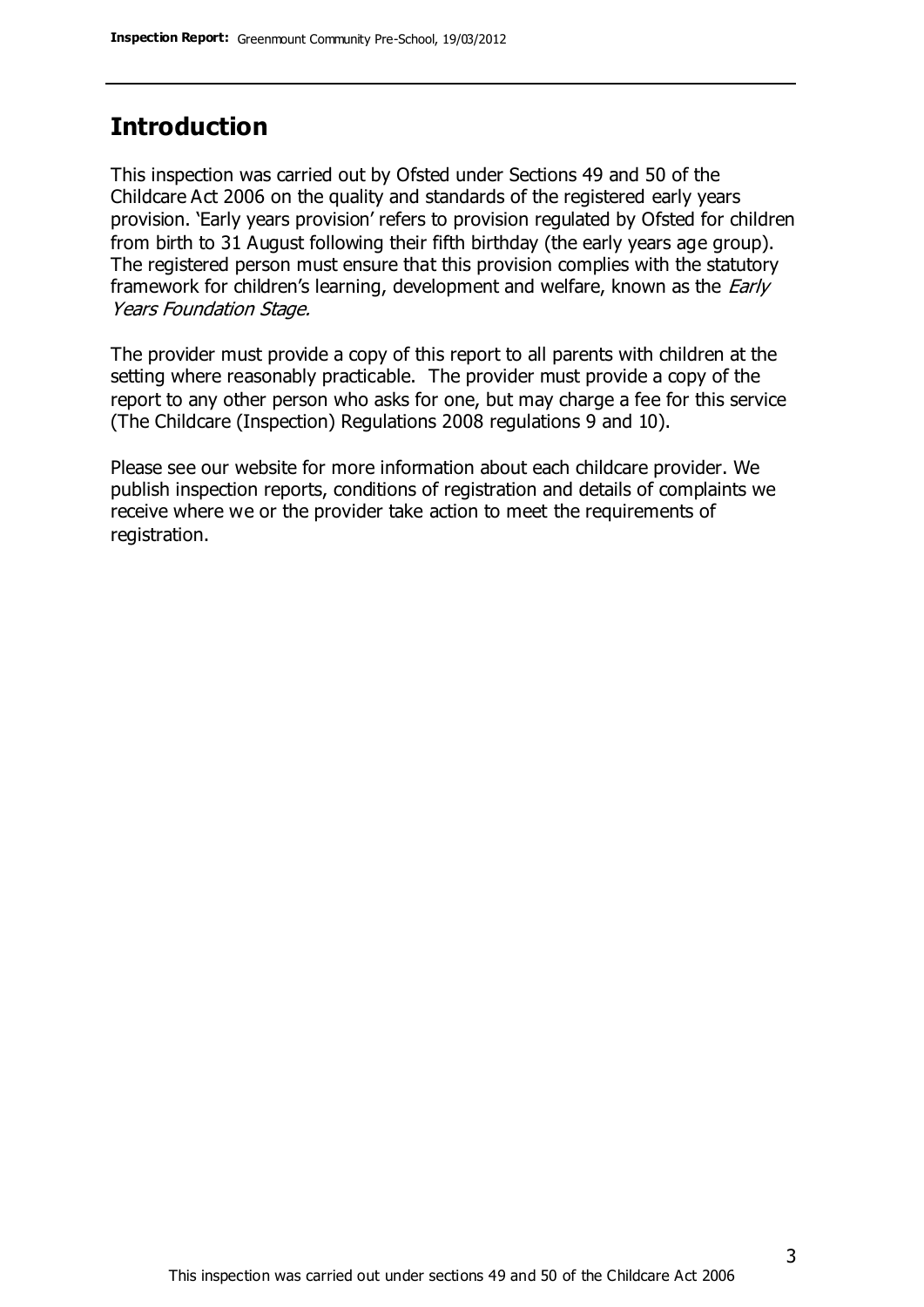## Introduction

This inspection was carried out by Ofsted under Sections 49 and 50 of the Childcare Act 2006 on the quality and standards of the registered early years provision. 'Early years provision' refers to provision regulated by Ofsted for children from birth to 31 August following their fifth birthday (the early years age group). The registered person must ensure that this provision complies with the statutory framework for children's learning, development and welfare, known as the *Early Years Foundation Stage.*

The provider must provide a copy of this report to all parents with children at the setting where reasonably practicable. The provider must provide a copy of the report to any other person who asks for one, but may charge a fee for this service (The Childcare (Inspection) Regulations 2008 regulations 9 and 10).

Please see our website for more information about each childcare provider. We publish inspection reports, conditions of registration and details of complaints we receive where we or the provider take action to meet the requirements of registration.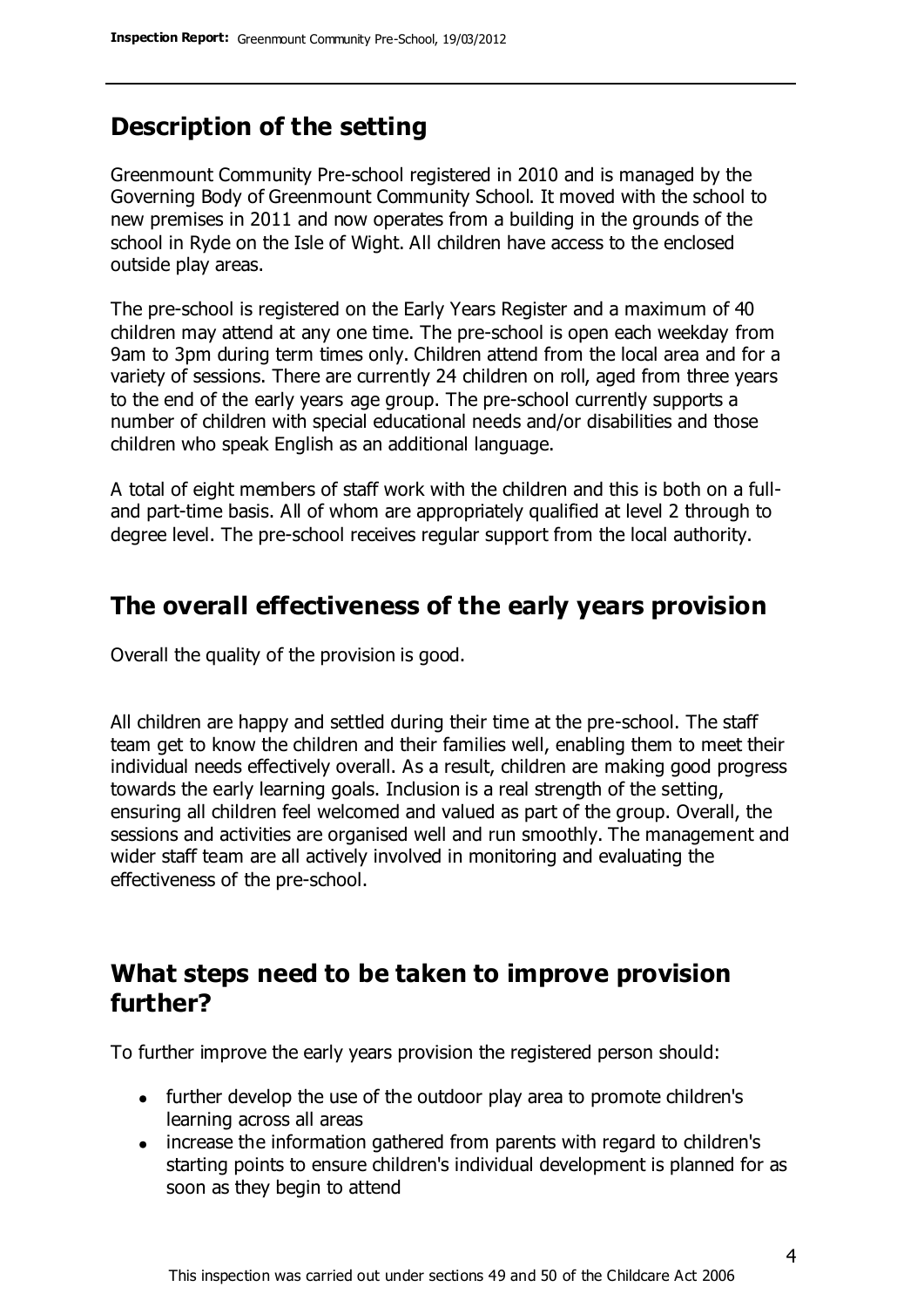## Description of the setting

Greenmount Community Pre-school registered in 2010 and is managed by the Governing Body of Greenmount Community School. It moved with the school to new premises in 2011 and now operates from a building in the grounds of the school in Ryde on the Isle of Wight. All children have access to the enclosed outside play areas.

The pre-school is registered on the Early Years Register and a maximum of 40 children may attend at any one time. The pre-school is open each weekday from 9am to 3pm during term times only. Children attend from the local area and for a variety of sessions. There are currently 24 children on roll, aged from three years to the end of the early years age group. The pre-school currently supports a number of children with special educational needs and/or disabilities and those children who speak English as an additional language.

A total of eight members of staff work with the children and this is both on a full- and part-time basis. All of whom are appropriately qualified at level 2 through to degree level. The pre-school receives regular support from the local authority.

## The overall effectiveness of the early years provision

Overall the quality of the provision is good.

All children are happy and settled during their time at the pre-school. The staff team get to know the children and their families well, enabling them to meet their individual needs effectively overall. As a result, children are making good progress towards the early learning goals. Inclusion is a real strength of the setting, ensuring all children feel welcomed and valued as part of the group. Overall, the sessions and activities are organised well and run smoothly. The management and wider staff team are all actively involved in monitoring and evaluating the effectiveness of the pre-school.

## What steps need to be taken to improve provision further?

To further improve the early years provision the registered person should:

- further develop the use of the outdoor play area to promote children's learning across all areas
- increase the information gathered from parents with regard to children's starting points to ensure children's individual development is planned for as soon as they begin to attend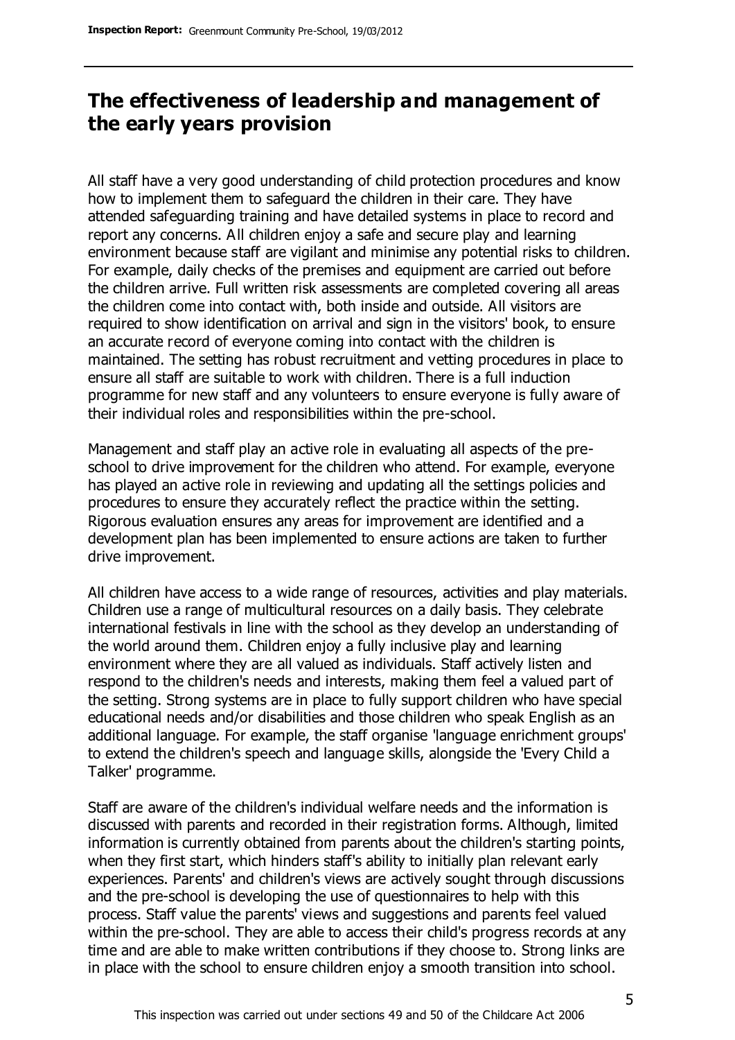## The effectiveness of leadership and management of the early years provision

All staff have a very good understanding of child protection procedures and know how to implement them to safeguard the children in their care. They have attended safeguarding training and have detailed systems in place to record and report any concerns. All children enjoy a safe and secure play and learning environment because staff are vigilant and minimise any potential risks to children. For example, daily checks of the premises and equipment are carried out before the children arrive. Full written risk assessments are completed covering all areas the children come into contact with, both inside and outside. All visitors are required to show identification on arrival and sign in the visitors' book, to ensure an accurate record of everyone coming into contact with the children is maintained. The setting has robust recruitment and vetting procedures in place to ensure all staff are suitable to work with children. There is a full induction programme for new staff and any volunteers to ensure everyone is fully aware of their individual roles and responsibilities within the pre-school.

Management and staff play an active role in evaluating all aspects of the pre-school to drive improvement for the children who attend. For example, everyone has played an active role in reviewing and updating all the settings policies and procedures to ensure they accurately reflect the practice within the setting. Rigorous evaluation ensures any areas for improvement are identified and a development plan has been implemented to ensure actions are taken to further drive improvement.

All children have access to a wide range of resources, activities and play materials. Children use a range of multicultural resources on a daily basis. They celebrate international festivals in line with the school as they develop an understanding of the world around them. Children enjoy a fully inclusive play and learning environment where they are all valued as individuals. Staff actively listen and respond to the children's needs and interests, making them feel a valued part of the setting. Strong systems are in place to fully support children who have special educational needs and/or disabilities and those children who speak English as an additional language. For example, the staff organise 'language enrichment groups' to extend the children's speech and language skills, alongside the 'Every Child a Talker' programme.

Staff are aware of the children's individual welfare needs and the information is discussed with parents and recorded in their registration forms. Although, limited information is currently obtained from parents about the children's starting points, when they first start, which hinders staff's ability to initially plan relevant early experiences. Parents' and children's views are actively sought through discussions and the pre-school is developing the use of questionnaires to help with this process. Staff value the parents' views and suggestions and parents feel valued within the pre-school. They are able to access their child's progress records at any time and are able to make written contributions if they choose to. Strong links are in place with the school to ensure children enjoy a smooth transition into school.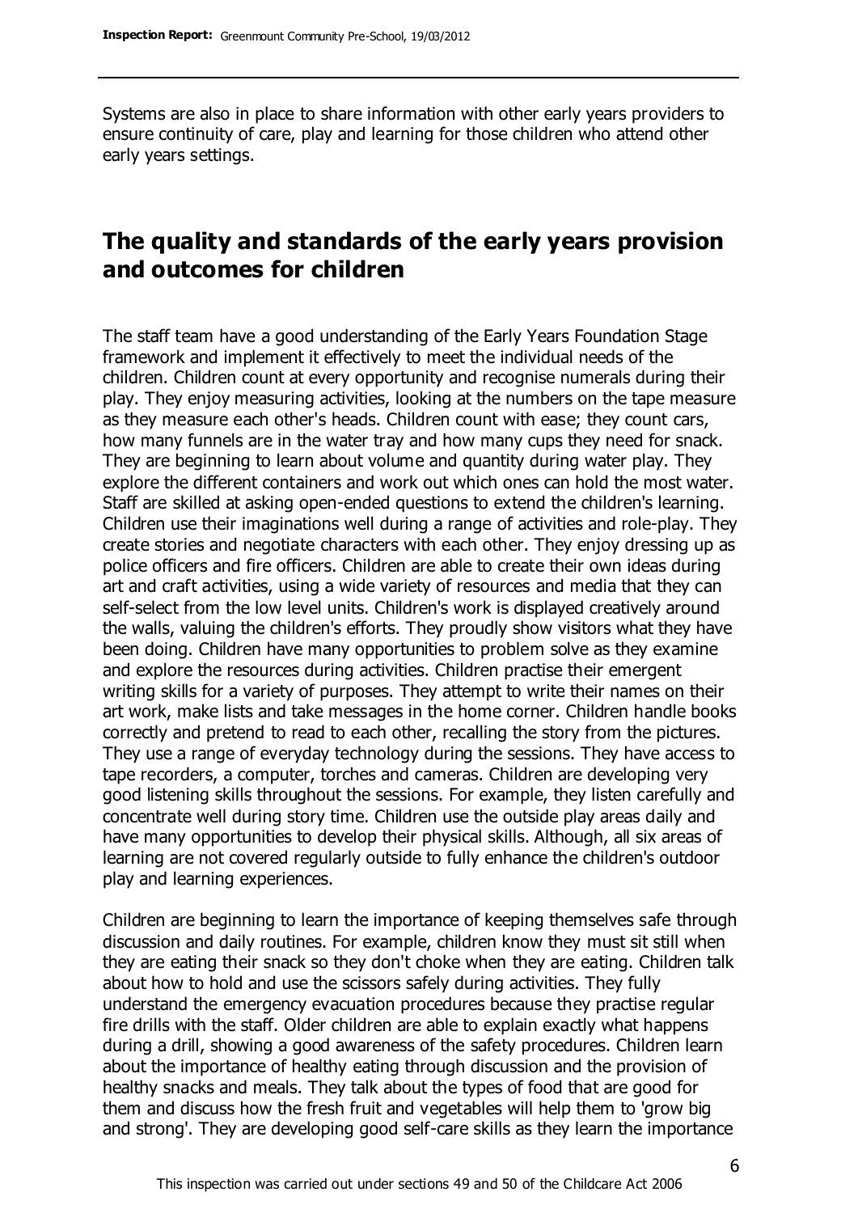Systems are also in place to share information with other early years providers to ensure continuity of care, play and learning for those children who attend other early years settings.

## The quality and standards of the early years provision and outcomes for children

The staff team have a good understanding of the Early Years Foundation Stage framework and implement it effectively to meet the individual needs of the children. Children count at every opportunity and recognise numerals during their play. They enjoy measuring activities, looking at the numbers on the tape measure as they measure each other's heads. Children count with ease; they count cars, how many funnels are in the water tray and how many cups they need for snack. They are beginning to learn about volume and quantity during water play. They explore the different containers and work out which ones can hold the most water. Staff are skilled at asking open-ended questions to extend the children's learning. Children use their imaginations well during a range of activities and role-play. They create stories and negotiate characters with each other. They enjoy dressing up as police officers and fire officers. Children are able to create their own ideas during art and craft activities, using a wide variety of resources and media that they can self-select from the low level units. Children's work is displayed creatively around the walls, valuing the children's efforts. They proudly show visitors what they have been doing. Children have many opportunities to problem solve as they examine and explore the resources during activities. Children practise their emergent writing skills for a variety of purposes. They attempt to write their names on their art work, make lists and take messages in the home corner. Children handle books correctly and pretend to read to each other, recalling the story from the pictures. They use a range of everyday technology during the sessions. They have access to tape recorders, a computer, torches and cameras. Children are developing very good listening skills throughout the sessions. For example, they listen carefully and concentrate well during story time. Children use the outside play areas daily and have many opportunities to develop their physical skills. Although, all six areas of learning are not covered regularly outside to fully enhance the children's outdoor play and learning experiences.

Children are beginning to learn the importance of keeping themselves safe through discussion and daily routines. For example, children know they must sit still when they are eating their snack so they don't choke when they are eating. Children talk about how to hold and use the scissors safely during activities. They fully understand the emergency evacuation procedures because they practise regular fire drills with the staff. Older children are able to explain exactly what happens during a drill, showing a good awareness of the safety procedures. Children learn about the importance of healthy eating through discussion and the provision of healthy snacks and meals. They talk about the types of food that are good for them and discuss how the fresh fruit and vegetables will help them to 'grow big and strong'. They are developing good self-care skills as they learn the importance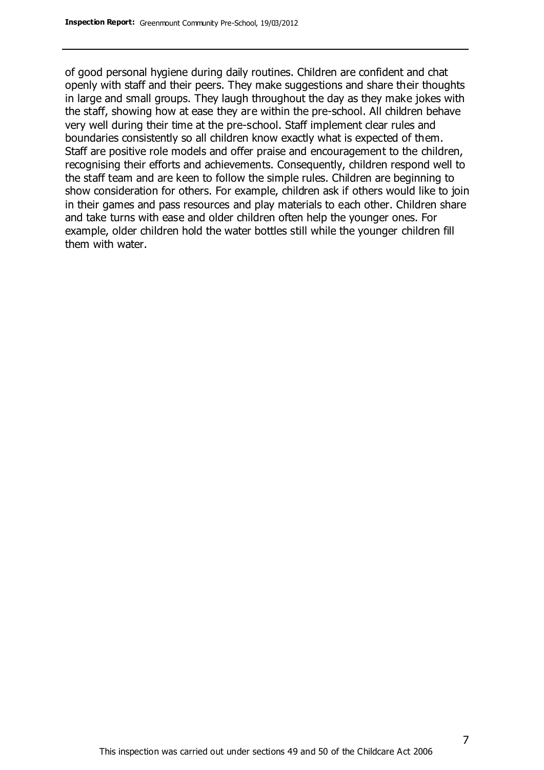of good personal hygiene during daily routines. Children are confident and chat openly with staff and their peers. They make suggestions and share their thoughts in large and small groups. They laugh throughout the day as they make jokes with the staff, showing how at ease they are within the pre-school. All children behave very well during their time at the pre-school. Staff implement clear rules and boundaries consistently so all children know exactly what is expected of them. Staff are positive role models and offer praise and encouragement to the children, recognising their efforts and achievements. Consequently, children respond well to the staff team and are keen to follow the simple rules. Children are beginning to show consideration for others. For example, children ask if others would like to join in their games and pass resources and play materials to each other. Children share and take turns with ease and older children often help the younger ones. For example, older children hold the water bottles still while the younger children fill them with water.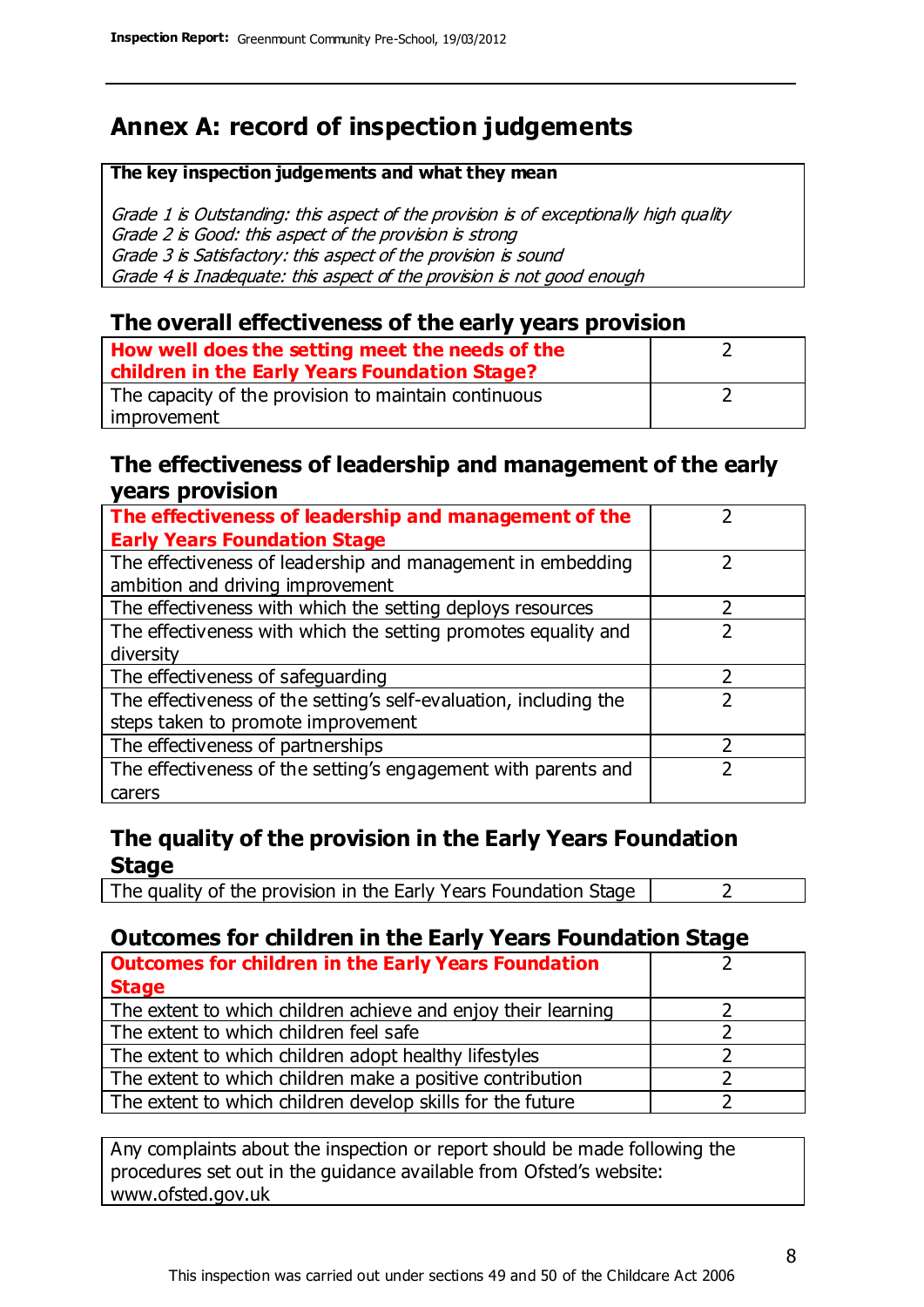## Annex A: record of inspection judgements

| |
|---|
| **The key inspection judgements and what they mean** |
| *Grade 1 is Outstanding: this aspect of the provision is of exceptionally high quality*<br>*Grade 2 is Good: this aspect of the provision is strong*<br>*Grade 3 is Satisfactory: this aspect of the provision is sound*<br>*Grade 4 is Inadequate: this aspect of the provision is not good enough* |

### The overall effectiveness of the early years provision

| | |
|---|---|
| **How well does the setting meet the needs of the children in the Early Years Foundation Stage?** | 2 |
| The capacity of the provision to maintain continuous improvement | 2 |

### The effectiveness of leadership and management of the early years provision

| | |
|---|---|
| **The effectiveness of leadership and management of the Early Years Foundation Stage** | 2 |
| The effectiveness of leadership and management in embedding ambition and driving improvement | 2 |
| The effectiveness with which the setting deploys resources | 2 |
| The effectiveness with which the setting promotes equality and diversity | 2 |
| The effectiveness of safeguarding | 2 |
| The effectiveness of the setting's self-evaluation, including the steps taken to promote improvement | 2 |
| The effectiveness of partnerships | 2 |
| The effectiveness of the setting's engagement with parents and carers | 2 |

### The quality of the provision in the Early Years Foundation Stage

| | |
|---|---|
| The quality of the provision in the Early Years Foundation Stage | 2 |

### Outcomes for children in the Early Years Foundation Stage

| | |
|---|---|
| **Outcomes for children in the Early Years Foundation Stage** | 2 |
| The extent to which children achieve and enjoy their learning | 2 |
| The extent to which children feel safe | 2 |
| The extent to which children adopt healthy lifestyles | 2 |
| The extent to which children make a positive contribution | 2 |
| The extent to which children develop skills for the future | 2 |

Any complaints about the inspection or report should be made following the procedures set out in the guidance available from Ofsted's website: www.ofsted.gov.uk

This inspection was carried out under sections 49 and 50 of the Childcare Act 2006